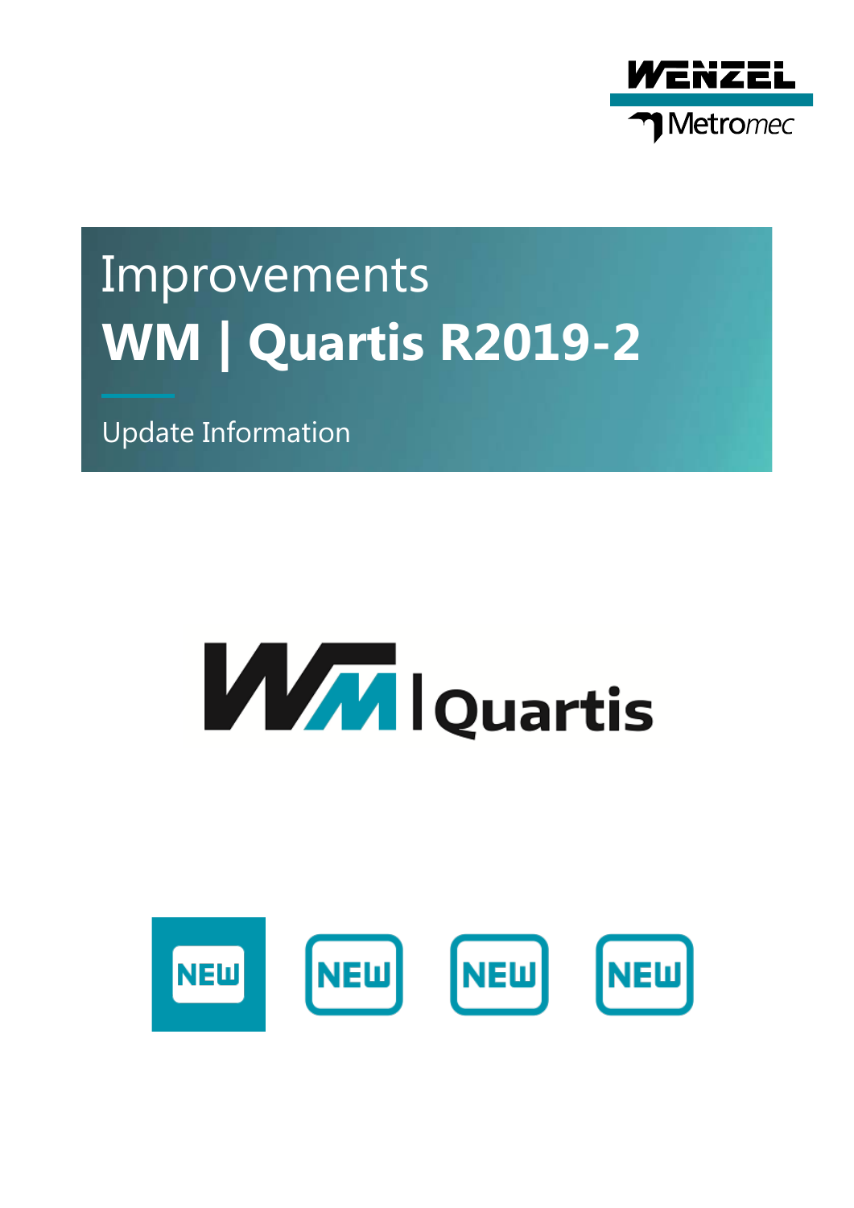# Improvements

# WM | Quartis R2019-2

Update Information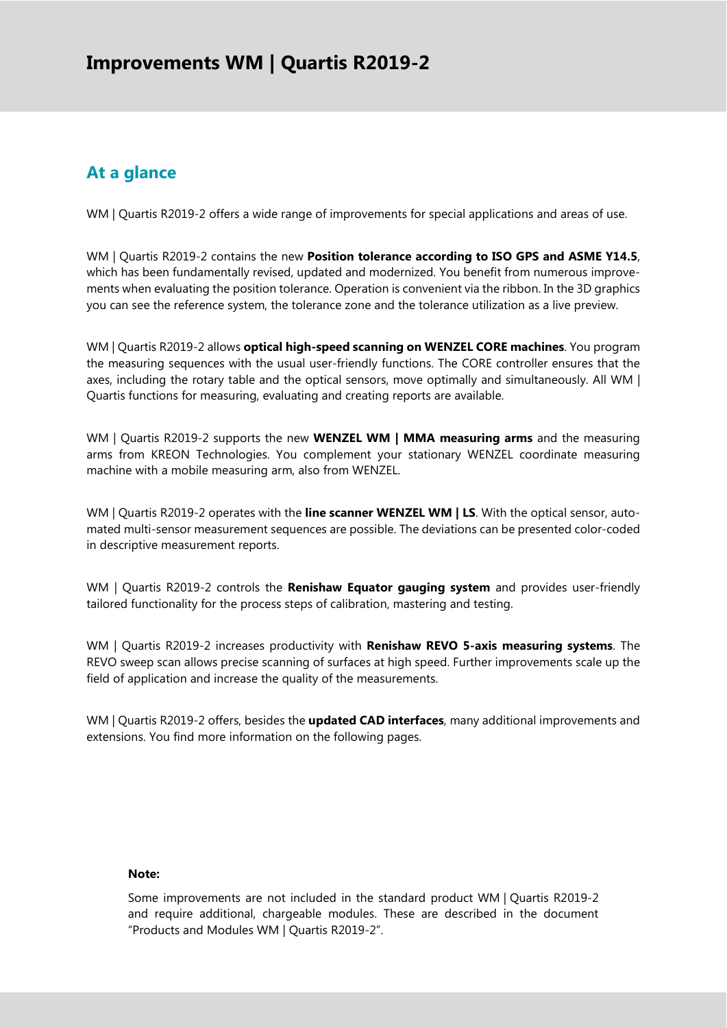# Improvements WM | Quartis R2019-2

## At a glance

WM | Quartis R2019-2 offers a wide range of improvements for special applications and areas of use.

WM | Quartis R2019-2 contains the new **Position tolerance according to ISO GPS and ASME Y14.5**, which has been fundamentally revised, updated and modernized. You benefit from numerous improvements when evaluating the position tolerance. Operation is convenient via the ribbon. In the 3D graphics you can see the reference system, the tolerance zone and the tolerance utilization as a live preview.

WM | Quartis R2019-2 allows **optical high-speed scanning on WENZEL CORE machines**. You program the measuring sequences with the usual user-friendly functions. The CORE controller ensures that the axes, including the rotary table and the optical sensors, move optimally and simultaneously. All WM | Quartis functions for measuring, evaluating and creating reports are available.

WM | Quartis R2019-2 supports the new **WENZEL WM | MMA measuring arms** and the measuring arms from KREON Technologies. You complement your stationary WENZEL coordinate measuring machine with a mobile measuring arm, also from WENZEL.

WM | Quartis R2019-2 operates with the **line scanner WENZEL WM | LS**. With the optical sensor, automated multi-sensor measurement sequences are possible. The deviations can be presented color-coded in descriptive measurement reports.

WM | Quartis R2019-2 controls the **Renishaw Equator gauging system** and provides user-friendly tailored functionality for the process steps of calibration, mastering and testing.

WM | Quartis R2019-2 increases productivity with **Renishaw REVO 5-axis measuring systems**. The REVO sweep scan allows precise scanning of surfaces at high speed. Further improvements scale up the field of application and increase the quality of the measurements.

WM | Quartis R2019-2 offers, besides the **updated CAD interfaces**, many additional improvements and extensions. You find more information on the following pages.

**Note:**

Some improvements are not included in the standard product WM | Quartis R2019-2 and require additional, chargeable modules. These are described in the document "Products and Modules WM | Quartis R2019-2".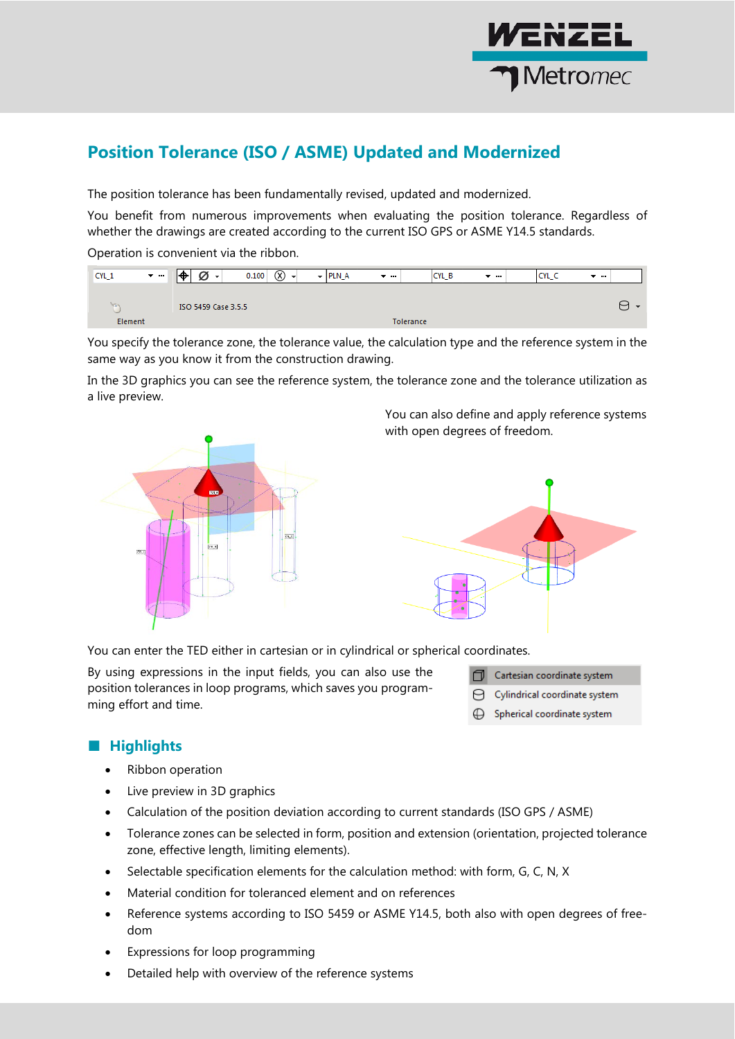## Position Tolerance (ISO / ASME) Updated and Modernized

The position tolerance has been fundamentally revised, updated and modernized.

You benefit from numerous improvements when evaluating the position tolerance. Regardless of whether the drawings are created according to the current ISO GPS or ASME Y14.5 standards.

Operation is convenient via the ribbon.

You specify the tolerance zone, the tolerance value, the calculation type and the reference system in the same way as you know it from the construction drawing.

In the 3D graphics you can see the reference system, the tolerance zone and the tolerance utilization as a live preview.

You can also define and apply reference systems with open degrees of freedom.

You can enter the TED either in cartesian or in cylindrical or spherical coordinates.

By using expressions in the input fields, you can also use the position tolerances in loop programs, which saves you programming effort and time.

## Highlights

- Ribbon operation
- Live preview in 3D graphics
- Calculation of the position deviation according to current standards (ISO GPS / ASME)
- Tolerance zones can be selected in form, position and extension (orientation, projected tolerance zone, effective length, limiting elements).
- Selectable specification elements for the calculation method: with form, G, C, N, X
- Material condition for toleranced element and on references
- Reference systems according to ISO 5459 or ASME Y14.5, both also with open degrees of freedom
- Expressions for loop programming
- Detailed help with overview of the reference systems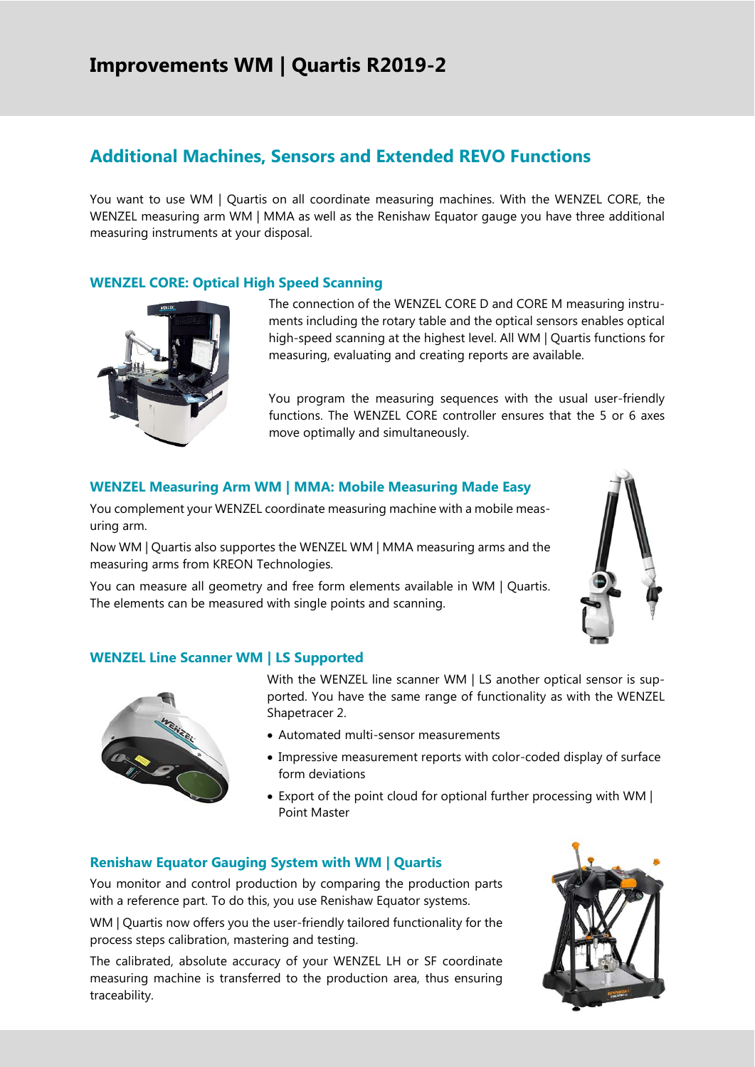# Improvements WM | Quartis R2019-2

## Additional Machines, Sensors and Extended REVO Functions

You want to use WM | Quartis on all coordinate measuring machines. With the WENZEL CORE, the WENZEL measuring arm WM | MMA as well as the Renishaw Equator gauge you have three additional measuring instruments at your disposal.

### WENZEL CORE: Optical High Speed Scanning

The connection of the WENZEL CORE D and CORE M measuring instruments including the rotary table and the optical sensors enables optical high-speed scanning at the highest level. All WM | Quartis functions for measuring, evaluating and creating reports are available.

You program the measuring sequences with the usual user-friendly functions. The WENZEL CORE controller ensures that the 5 or 6 axes move optimally and simultaneously.

### WENZEL Measuring Arm WM | MMA: Mobile Measuring Made Easy

You complement your WENZEL coordinate measuring machine with a mobile measuring arm.

Now WM | Quartis also supportes the WENZEL WM | MMA measuring arms and the measuring arms from KREON Technologies.

You can measure all geometry and free form elements available in WM | Quartis. The elements can be measured with single points and scanning.

### WENZEL Line Scanner WM | LS Supported

With the WENZEL line scanner WM | LS another optical sensor is supported. You have the same range of functionality as with the WENZEL Shapetracer 2.

- Automated multi-sensor measurements
- Impressive measurement reports with color-coded display of surface form deviations
- Export of the point cloud for optional further processing with WM | Point Master

### Renishaw Equator Gauging System with WM | Quartis

You monitor and control production by comparing the production parts with a reference part. To do this, you use Renishaw Equator systems.

WM | Quartis now offers you the user-friendly tailored functionality for the process steps calibration, mastering and testing.

The calibrated, absolute accuracy of your WENZEL LH or SF coordinate measuring machine is transferred to the production area, thus ensuring traceability.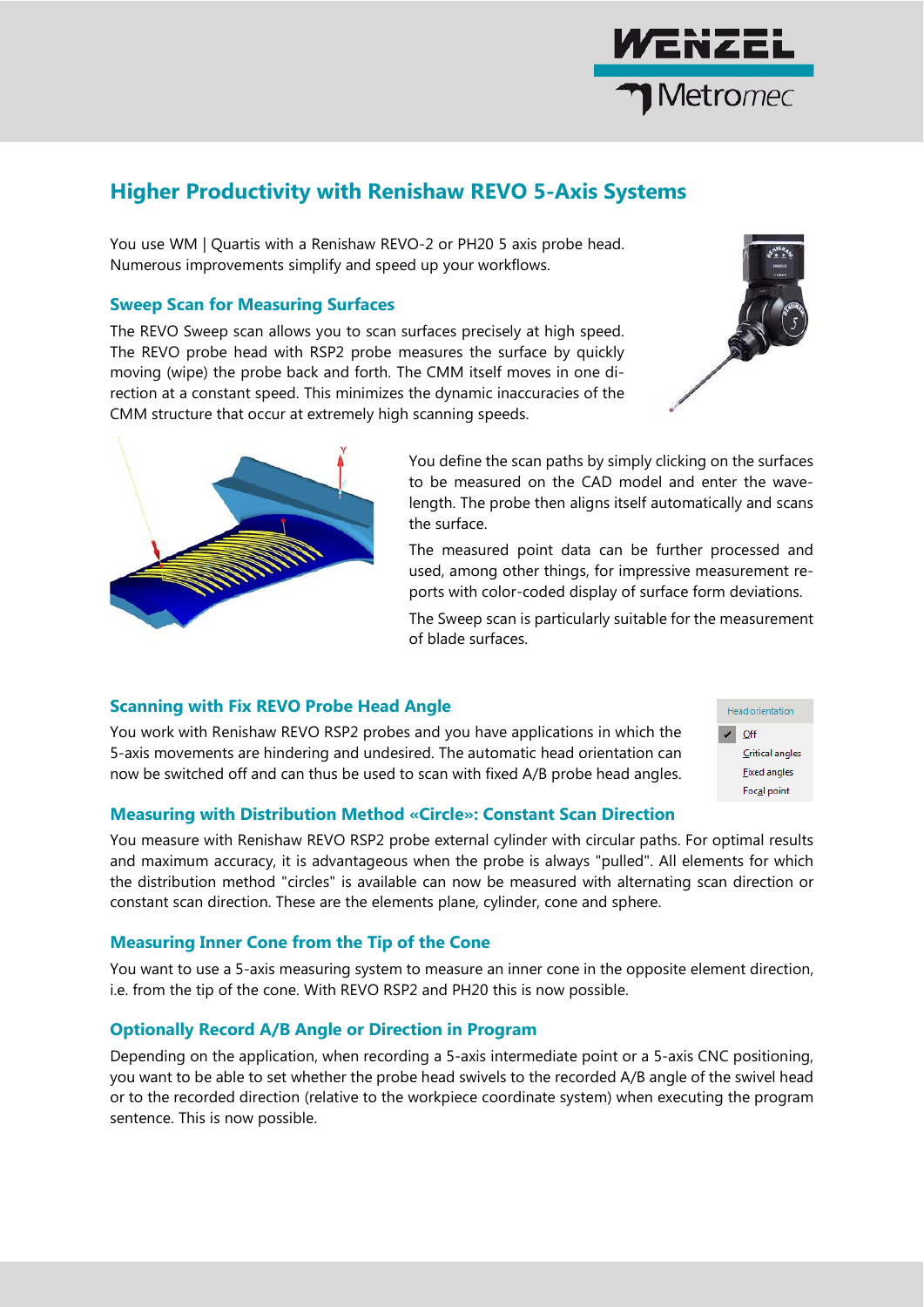# Higher Productivity with Renishaw REVO 5-Axis Systems

You use WM | Quartis with a Renishaw REVO-2 or PH20 5 axis probe head. Numerous improvements simplify and speed up your workflows.

## Sweep Scan for Measuring Surfaces

The REVO Sweep scan allows you to scan surfaces precisely at high speed. The REVO probe head with RSP2 probe measures the surface by quickly moving (wipe) the probe back and forth. The CMM itself moves in one direction at a constant speed. This minimizes the dynamic inaccuracies of the CMM structure that occur at extremely high scanning speeds.

You define the scan paths by simply clicking on the surfaces to be measured on the CAD model and enter the wavelength. The probe then aligns itself automatically and scans the surface.

The measured point data can be further processed and used, among other things, for impressive measurement reports with color-coded display of surface form deviations.

The Sweep scan is particularly suitable for the measurement of blade surfaces.

## Scanning with Fix REVO Probe Head Angle

You work with Renishaw REVO RSP2 probes and you have applications in which the 5-axis movements are hindering and undesired. The automatic head orientation can now be switched off and can thus be used to scan with fixed A/B probe head angles.

## Measuring with Distribution Method «Circle»: Constant Scan Direction

You measure with Renishaw REVO RSP2 probe external cylinder with circular paths. For optimal results and maximum accuracy, it is advantageous when the probe is always "pulled". All elements for which the distribution method "circles" is available can now be measured with alternating scan direction or constant scan direction. These are the elements plane, cylinder, cone and sphere.

## Measuring Inner Cone from the Tip of the Cone

You want to use a 5-axis measuring system to measure an inner cone in the opposite element direction, i.e. from the tip of the cone. With REVO RSP2 and PH20 this is now possible.

## Optionally Record A/B Angle or Direction in Program

Depending on the application, when recording a 5-axis intermediate point or a 5-axis CNC positioning, you want to be able to set whether the probe head swivels to the recorded A/B angle of the swivel head or to the recorded direction (relative to the workpiece coordinate system) when executing the program sentence. This is now possible.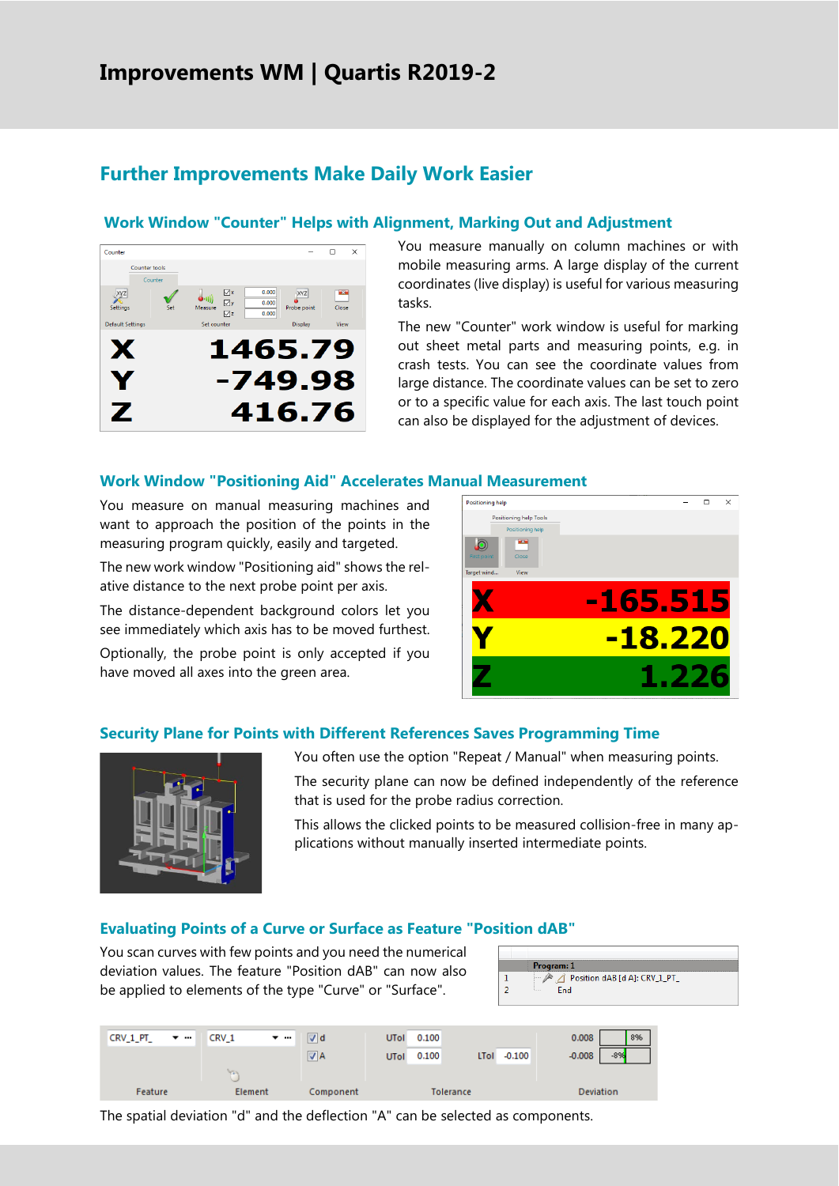## Further Improvements Make Daily Work Easier

### Work Window "Counter" Helps with Alignment, Marking Out and Adjustment

You measure manually on column machines or with mobile measuring arms. A large display of the current coordinates (live display) is useful for various measuring tasks.

The new "Counter" work window is useful for marking out sheet metal parts and measuring points, e.g. in crash tests. You can see the coordinate values from large distance. The coordinate values can be set to zero or to a specific value for each axis. The last touch point can also be displayed for the adjustment of devices.

### Work Window "Positioning Aid" Accelerates Manual Measurement

You measure on manual measuring machines and want to approach the position of the points in the measuring program quickly, easily and targeted.

The new work window "Positioning aid" shows the relative distance to the next probe point per axis.

The distance-dependent background colors let you see immediately which axis has to be moved furthest.

Optionally, the probe point is only accepted if you have moved all axes into the green area.

### Security Plane for Points with Different References Saves Programming Time

You often use the option "Repeat / Manual" when measuring points.

The security plane can now be defined independently of the reference that is used for the probe radius correction.

This allows the clicked points to be measured collision-free in many applications without manually inserted intermediate points.

### Evaluating Points of a Curve or Surface as Feature "Position dAB"

You scan curves with few points and you need the numerical deviation values. The feature "Position dAB" can now also be applied to elements of the type "Curve" or "Surface".

The spatial deviation "d" and the deflection "A" can be selected as components.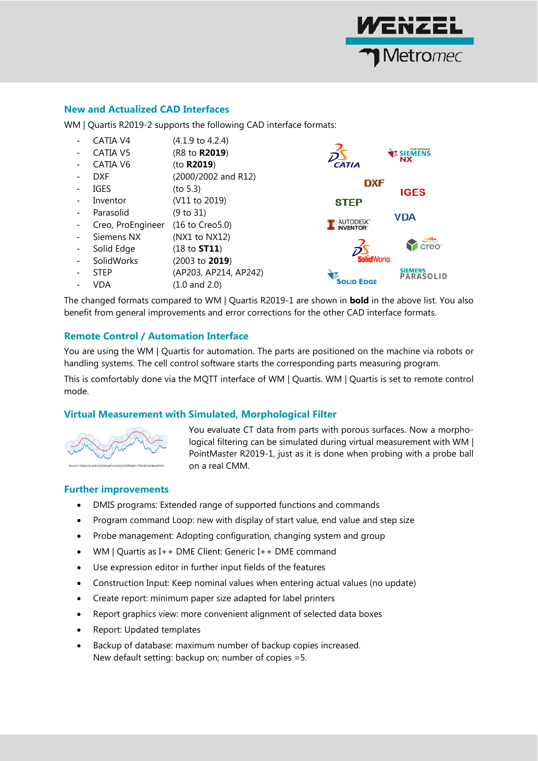## New and Actualized CAD Interfaces

WM | Quartis R2019-2 supports the following CAD interface formats:

- CATIA V4 (4.1.9 to 4.2.4)
- CATIA V5 (R8 to **R2019**)
- CATIA V6 (to **R2019**)
- DXF (2000/2002 and R12)
- IGES (to 5.3)
- Inventor (V11 to 2019)
- Parasolid (9 to 31)
- Creo, ProEngineer (16 to Creo5.0)
- Siemens NX (NX1 to NX12)
- Solid Edge (18 to **ST11**)
- SolidWorks (2003 to **2019**)
- STEP (AP203, AP214, AP242)
- VDA (1.0 and 2.0)

The changed formats compared to WM | Quartis R2019-1 are shown in **bold** in the above list. You also benefit from general improvements and error corrections for the other CAD interface formats.

## Remote Control / Automation Interface

You are using the WM | Quartis for automation. The parts are positioned on the machine via robots or handling systems. The cell control software starts the corresponding parts measuring program.

This is comfortably done via the MQTT interface of WM | Quartis. WM | Quartis is set to remote control mode.

## Virtual Measurement with Simulated, Morphological Filter

Source: https://guide.digitalsurf.com/de/leitfaden-filtertechniken.html

You evaluate CT data from parts with porous surfaces. Now a morphological filtering can be simulated during virtual measurement with WM | PointMaster R2019-1, just as it is done when probing with a probe ball on a real CMM.

## Further improvements

- DMIS programs: Extended range of supported functions and commands
- Program command Loop: new with display of start value, end value and step size
- Probe management: Adopting configuration, changing system and group
- WM | Quartis as I++ DME Client: Generic I++ DME command
- Use expression editor in further input fields of the features
- Construction Input: Keep nominal values when entering actual values (no update)
- Create report: minimum paper size adapted for label printers
- Report graphics view: more convenient alignment of selected data boxes
- Report: Updated templates
- Backup of database: maximum number of backup copies increased.
  New default setting: backup on; number of copies =5.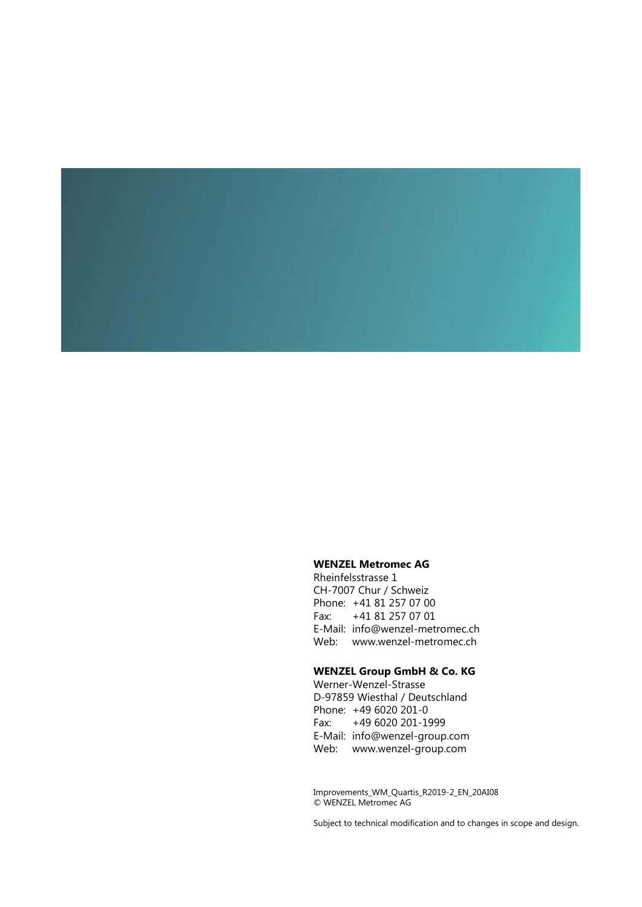**WENZEL Metromec AG**
Rheinfelsstrasse 1
CH-7007 Chur / Schweiz
Phone: +41 81 257 07 00
Fax: +41 81 257 07 01
E-Mail: info@wenzel-metromec.ch
Web: www.wenzel-metromec.ch

**WENZEL Group GmbH & Co. KG**
Werner-Wenzel-Strasse
D-97859 Wiesthal / Deutschland
Phone: +49 6020 201-0
Fax: +49 6020 201-1999
E-Mail: info@wenzel-group.com
Web: www.wenzel-group.com

Improvements_WM_Quartis_R2019-2_EN_20AI08
© WENZEL Metromec AG

Subject to technical modification and to changes in scope and design.